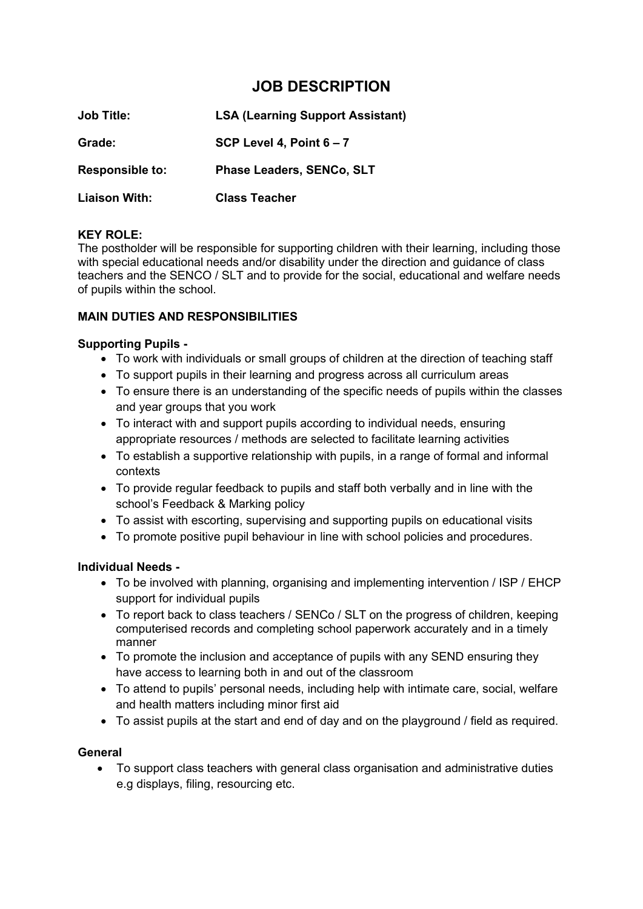# JOB DESCRIPTION

**Job Title:** **LSA (Learning Support Assistant)**

**Grade:** **SCP Level 4, Point 6 – 7**

**Responsible to:** **Phase Leaders, SENCo, SLT**

**Liaison With:** **Class Teacher**

**KEY ROLE:**
The postholder will be responsible for supporting children with their learning, including those with special educational needs and/or disability under the direction and guidance of class teachers and the SENCO / SLT and to provide for the social, educational and welfare needs of pupils within the school.

**MAIN DUTIES AND RESPONSIBILITIES**

**Supporting Pupils -**

- To work with individuals or small groups of children at the direction of teaching staff
- To support pupils in their learning and progress across all curriculum areas
- To ensure there is an understanding of the specific needs of pupils within the classes and year groups that you work
- To interact with and support pupils according to individual needs, ensuring appropriate resources / methods are selected to facilitate learning activities
- To establish a supportive relationship with pupils, in a range of formal and informal contexts
- To provide regular feedback to pupils and staff both verbally and in line with the school's Feedback & Marking policy
- To assist with escorting, supervising and supporting pupils on educational visits
- To promote positive pupil behaviour in line with school policies and procedures.

**Individual Needs -**

- To be involved with planning, organising and implementing intervention / ISP / EHCP support for individual pupils
- To report back to class teachers / SENCo / SLT on the progress of children, keeping computerised records and completing school paperwork accurately and in a timely manner
- To promote the inclusion and acceptance of pupils with any SEND ensuring they have access to learning both in and out of the classroom
- To attend to pupils' personal needs, including help with intimate care, social, welfare and health matters including minor first aid
- To assist pupils at the start and end of day and on the playground / field as required.

**General**

- To support class teachers with general class organisation and administrative duties e.g displays, filing, resourcing etc.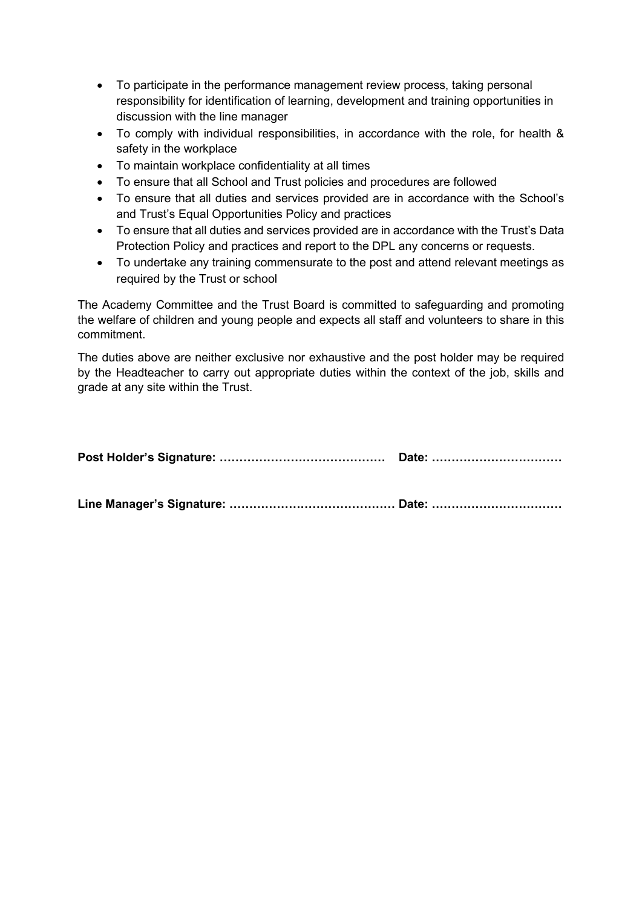- To participate in the performance management review process, taking personal responsibility for identification of learning, development and training opportunities in discussion with the line manager
- To comply with individual responsibilities, in accordance with the role, for health & safety in the workplace
- To maintain workplace confidentiality at all times
- To ensure that all School and Trust policies and procedures are followed
- To ensure that all duties and services provided are in accordance with the School's and Trust's Equal Opportunities Policy and practices
- To ensure that all duties and services provided are in accordance with the Trust's Data Protection Policy and practices and report to the DPL any concerns or requests.
- To undertake any training commensurate to the post and attend relevant meetings as required by the Trust or school

The Academy Committee and the Trust Board is committed to safeguarding and promoting the welfare of children and young people and expects all staff and volunteers to share in this commitment.

The duties above are neither exclusive nor exhaustive and the post holder may be required by the Headteacher to carry out appropriate duties within the context of the job, skills and grade at any site within the Trust.

**Post Holder's Signature: ……………………………………   Date: ……………………………**

**Line Manager's Signature: …………………………………… Date: ……………………………**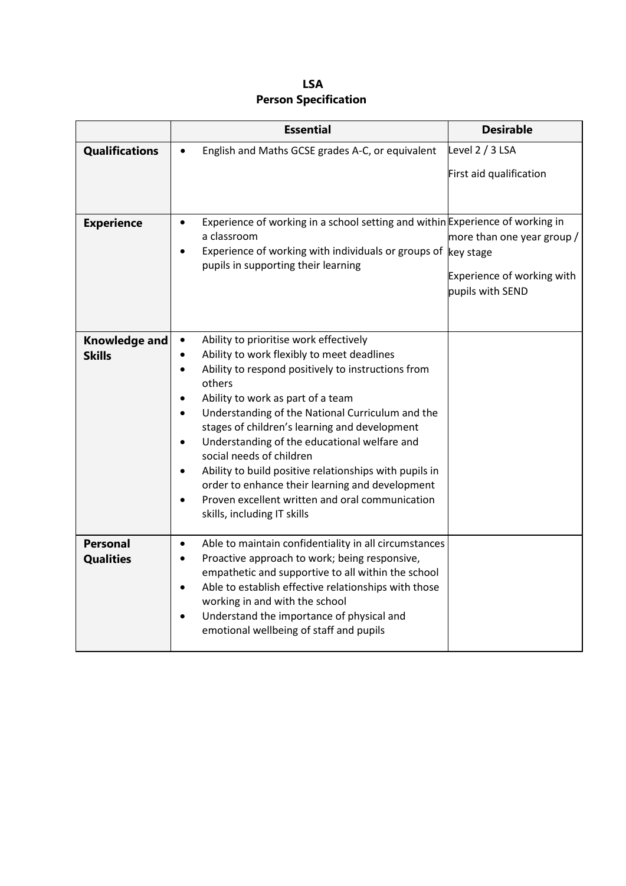# LSA
## Person Specification

| | Essential | Desirable |
|---|---|---|
| **Qualifications** | • English and Maths GCSE grades A-C, or equivalent | Level 2 / 3 LSA<br><br>First aid qualification |
| **Experience** | • Experience of working in a school setting and within a classroom<br>• Experience of working with individuals or groups of pupils in supporting their learning | Experience of working in more than one year group / key stage<br><br>Experience of working with pupils with SEND |
| **Knowledge and Skills** | • Ability to prioritise work effectively<br>• Ability to work flexibly to meet deadlines<br>• Ability to respond positively to instructions from others<br>• Ability to work as part of a team<br>• Understanding of the National Curriculum and the stages of children's learning and development<br>• Understanding of the educational welfare and social needs of children<br>• Ability to build positive relationships with pupils in order to enhance their learning and development<br>• Proven excellent written and oral communication skills, including IT skills | |
| **Personal Qualities** | • Able to maintain confidentiality in all circumstances<br>• Proactive approach to work; being responsive, empathetic and supportive to all within the school<br>• Able to establish effective relationships with those working in and with the school<br>• Understand the importance of physical and emotional wellbeing of staff and pupils | |